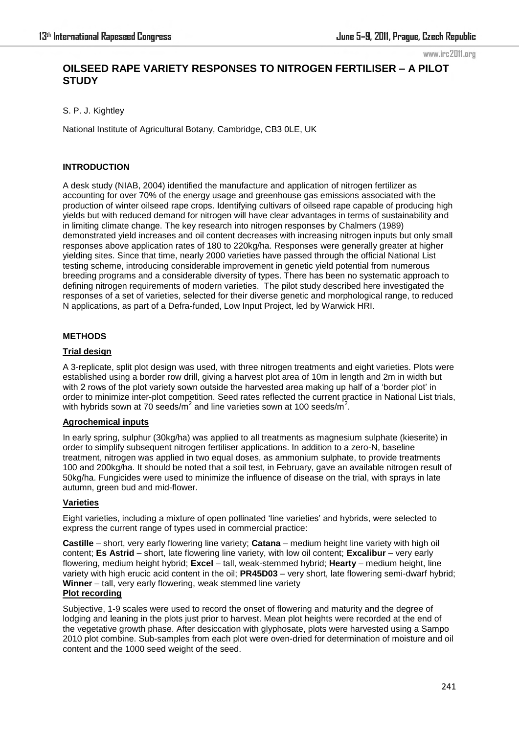# OILSEED RAPE VARIETY RESPONSES TO NITROGEN FERTILISER – A PILOT STUDY

S. P. J. Kightley

National Institute of Agricultural Botany, Cambridge, CB3 0LE, UK

## INTRODUCTION

A desk study (NIAB, 2004) identified the manufacture and application of nitrogen fertilizer as accounting for over 70% of the energy usage and greenhouse gas emissions associated with the production of winter oilseed rape crops. Identifying cultivars of oilseed rape capable of producing high yields but with reduced demand for nitrogen will have clear advantages in terms of sustainability and in limiting climate change. The key research into nitrogen responses by Chalmers (1989) demonstrated yield increases and oil content decreases with increasing nitrogen inputs but only small responses above application rates of 180 to 220kg/ha. Responses were generally greater at higher yielding sites. Since that time, nearly 2000 varieties have passed through the official National List testing scheme, introducing considerable improvement in genetic yield potential from numerous breeding programs and a considerable diversity of types. There has been no systematic approach to defining nitrogen requirements of modern varieties. The pilot study described here investigated the responses of a set of varieties, selected for their diverse genetic and morphological range, to reduced N applications, as part of a Defra-funded, Low Input Project, led by Warwick HRI.

## METHODS

### Trial design

A 3-replicate, split plot design was used, with three nitrogen treatments and eight varieties. Plots were established using a border row drill, giving a harvest plot area of 10m in length and 2m in width but with 2 rows of the plot variety sown outside the harvested area making up half of a 'border plot' in order to minimize inter-plot competition. Seed rates reflected the current practice in National List trials, with hybrids sown at 70 seeds/m$^2$ and line varieties sown at 100 seeds/m$^2$.

### Agrochemical inputs

In early spring, sulphur (30kg/ha) was applied to all treatments as magnesium sulphate (kieserite) in order to simplify subsequent nitrogen fertiliser applications. In addition to a zero-N, baseline treatment, nitrogen was applied in two equal doses, as ammonium sulphate, to provide treatments 100 and 200kg/ha. It should be noted that a soil test, in February, gave an available nitrogen result of 50kg/ha. Fungicides were used to minimize the influence of disease on the trial, with sprays in late autumn, green bud and mid-flower.

### Varieties

Eight varieties, including a mixture of open pollinated 'line varieties' and hybrids, were selected to express the current range of types used in commercial practice:

**Castille** – short, very early flowering line variety; **Catana** – medium height line variety with high oil content; **Es Astrid** – short, late flowering line variety, with low oil content; **Excalibur** – very early flowering, medium height hybrid; **Excel** – tall, weak-stemmed hybrid; **Hearty** – medium height, line variety with high erucic acid content in the oil; **PR45D03** – very short, late flowering semi-dwarf hybrid; **Winner** – tall, very early flowering, weak stemmed line variety

### Plot recording

Subjective, 1-9 scales were used to record the onset of flowering and maturity and the degree of lodging and leaning in the plots just prior to harvest. Mean plot heights were recorded at the end of the vegetative growth phase. After desiccation with glyphosate, plots were harvested using a Sampo 2010 plot combine. Sub-samples from each plot were oven-dried for determination of moisture and oil content and the 1000 seed weight of the seed.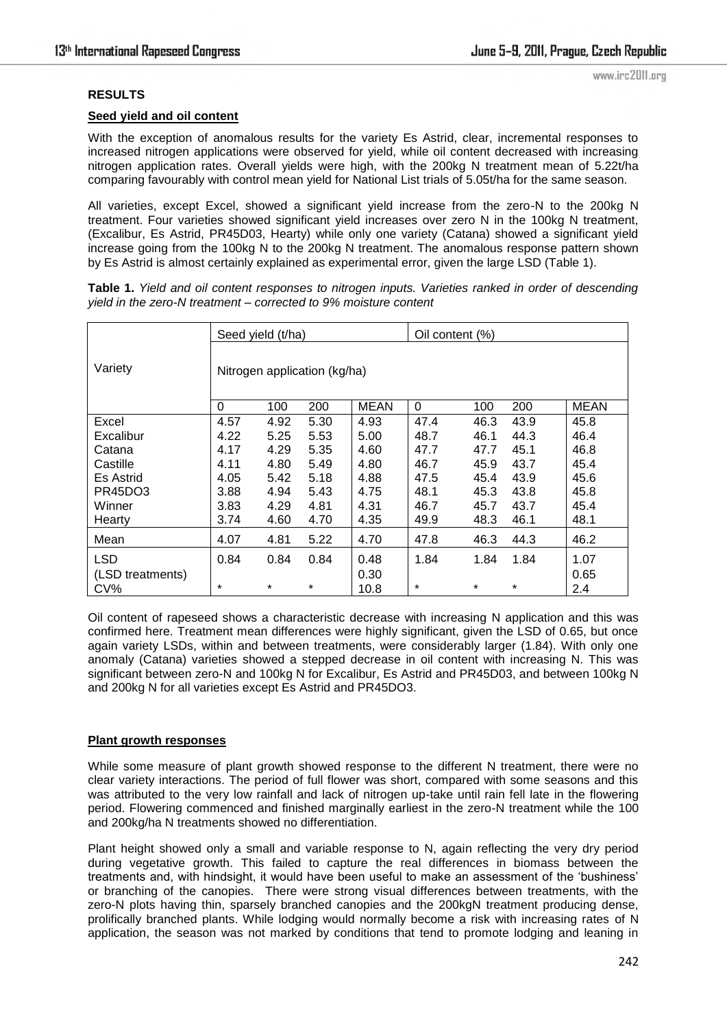## RESULTS

### Seed yield and oil content

With the exception of anomalous results for the variety Es Astrid, clear, incremental responses to increased nitrogen applications were observed for yield, while oil content decreased with increasing nitrogen application rates. Overall yields were high, with the 200kg N treatment mean of 5.22t/ha comparing favourably with control mean yield for National List trials of 5.05t/ha for the same season.

All varieties, except Excel, showed a significant yield increase from the zero-N to the 200kg N treatment. Four varieties showed significant yield increases over zero N in the 100kg N treatment, (Excalibur, Es Astrid, PR45D03, Hearty) while only one variety (Catana) showed a significant yield increase going from the 100kg N to the 200kg N treatment. The anomalous response pattern shown by Es Astrid is almost certainly explained as experimental error, given the large LSD (Table 1).

**Table 1.** *Yield and oil content responses to nitrogen inputs. Varieties ranked in order of descending yield in the zero-N treatment – corrected to 9% moisture content*

| Variety | Seed yield (t/ha) | | | | Oil content (%) | | | |
|---|---|---|---|---|---|---|---|---|
| | Nitrogen application (kg/ha) | | | | | | | |
| | 0 | 100 | 200 | MEAN | 0 | 100 | 200 | MEAN |
| Excel | 4.57 | 4.92 | 5.30 | 4.93 | 47.4 | 46.3 | 43.9 | 45.8 |
| Excalibur | 4.22 | 5.25 | 5.53 | 5.00 | 48.7 | 46.1 | 44.3 | 46.4 |
| Catana | 4.17 | 4.29 | 5.35 | 4.60 | 47.7 | 47.7 | 45.1 | 46.8 |
| Castille | 4.11 | 4.80 | 5.49 | 4.80 | 46.7 | 45.9 | 43.7 | 45.4 |
| Es Astrid | 4.05 | 5.42 | 5.18 | 4.88 | 47.5 | 45.4 | 43.9 | 45.6 |
| PR45DO3 | 3.88 | 4.94 | 5.43 | 4.75 | 48.1 | 45.3 | 43.8 | 45.8 |
| Winner | 3.83 | 4.29 | 4.81 | 4.31 | 46.7 | 45.7 | 43.7 | 45.4 |
| Hearty | 3.74 | 4.60 | 4.70 | 4.35 | 49.9 | 48.3 | 46.1 | 48.1 |
| Mean | 4.07 | 4.81 | 5.22 | 4.70 | 47.8 | 46.3 | 44.3 | 46.2 |
| LSD | 0.84 | 0.84 | 0.84 | 0.48 | 1.84 | 1.84 | 1.84 | 1.07 |
| (LSD treatments) | | | | 0.30 | | | | 0.65 |
| CV% | * | * | * | 10.8 | * | * | * | 2.4 |

Oil content of rapeseed shows a characteristic decrease with increasing N application and this was confirmed here. Treatment mean differences were highly significant, given the LSD of 0.65, but once again variety LSDs, within and between treatments, were considerably larger (1.84). With only one anomaly (Catana) varieties showed a stepped decrease in oil content with increasing N. This was significant between zero-N and 100kg N for Excalibur, Es Astrid and PR45D03, and between 100kg N and 200kg N for all varieties except Es Astrid and PR45DO3.

### Plant growth responses

While some measure of plant growth showed response to the different N treatment, there were no clear variety interactions. The period of full flower was short, compared with some seasons and this was attributed to the very low rainfall and lack of nitrogen up-take until rain fell late in the flowering period. Flowering commenced and finished marginally earliest in the zero-N treatment while the 100 and 200kg/ha N treatments showed no differentiation.

Plant height showed only a small and variable response to N, again reflecting the very dry period during vegetative growth. This failed to capture the real differences in biomass between the treatments and, with hindsight, it would have been useful to make an assessment of the 'bushiness' or branching of the canopies. There were strong visual differences between treatments, with the zero-N plots having thin, sparsely branched canopies and the 200kgN treatment producing dense, prolifically branched plants. While lodging would normally become a risk with increasing rates of N application, the season was not marked by conditions that tend to promote lodging and leaning in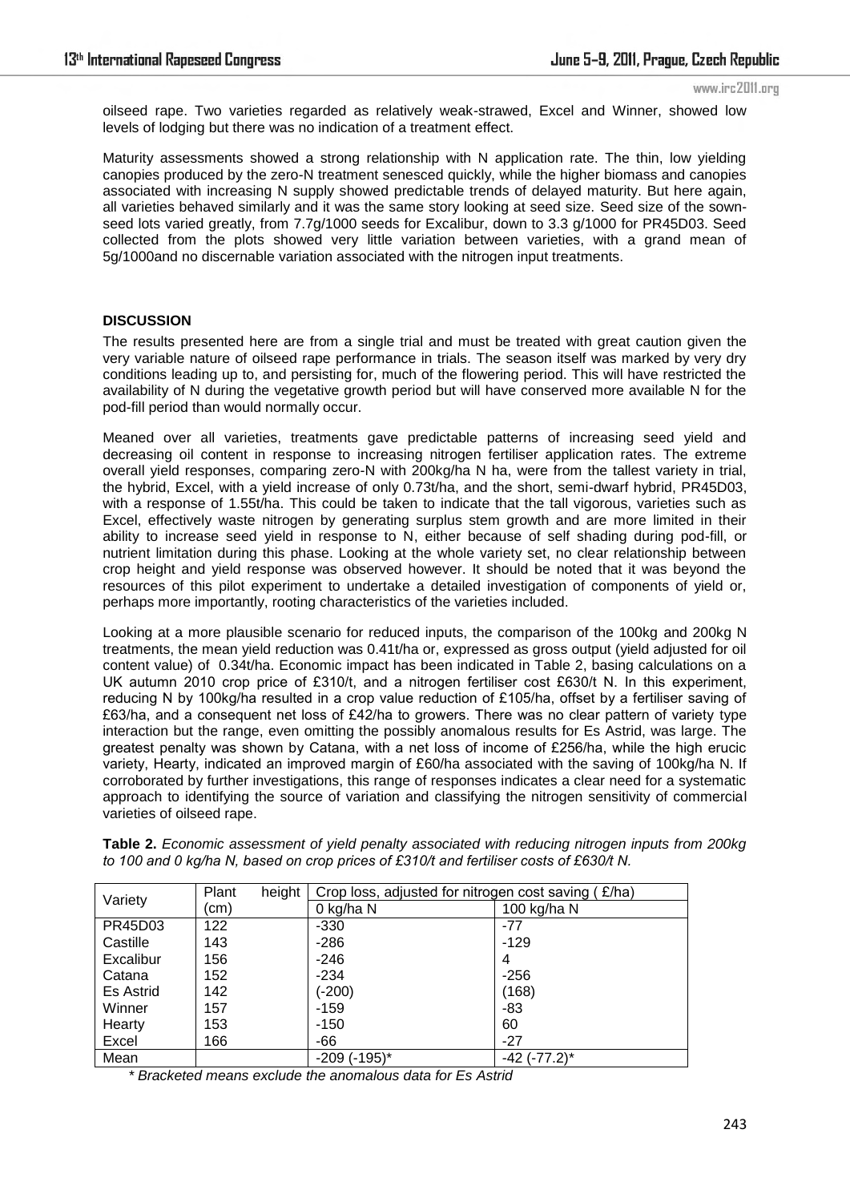oilseed rape. Two varieties regarded as relatively weak-strawed, Excel and Winner, showed low levels of lodging but there was no indication of a treatment effect.

Maturity assessments showed a strong relationship with N application rate. The thin, low yielding canopies produced by the zero-N treatment senesced quickly, while the higher biomass and canopies associated with increasing N supply showed predictable trends of delayed maturity. But here again, all varieties behaved similarly and it was the same story looking at seed size. Seed size of the sown-seed lots varied greatly, from 7.7g/1000 seeds for Excalibur, down to 3.3 g/1000 for PR45D03. Seed collected from the plots showed very little variation between varieties, with a grand mean of 5g/1000and no discernable variation associated with the nitrogen input treatments.

## DISCUSSION

The results presented here are from a single trial and must be treated with great caution given the very variable nature of oilseed rape performance in trials. The season itself was marked by very dry conditions leading up to, and persisting for, much of the flowering period. This will have restricted the availability of N during the vegetative growth period but will have conserved more available N for the pod-fill period than would normally occur.

Meaned over all varieties, treatments gave predictable patterns of increasing seed yield and decreasing oil content in response to increasing nitrogen fertiliser application rates. The extreme overall yield responses, comparing zero-N with 200kg/ha N ha, were from the tallest variety in trial, the hybrid, Excel, with a yield increase of only 0.73t/ha, and the short, semi-dwarf hybrid, PR45D03, with a response of 1.55t/ha. This could be taken to indicate that the tall vigorous, varieties such as Excel, effectively waste nitrogen by generating surplus stem growth and are more limited in their ability to increase seed yield in response to N, either because of self shading during pod-fill, or nutrient limitation during this phase. Looking at the whole variety set, no clear relationship between crop height and yield response was observed however. It should be noted that it was beyond the resources of this pilot experiment to undertake a detailed investigation of components of yield or, perhaps more importantly, rooting characteristics of the varieties included.

Looking at a more plausible scenario for reduced inputs, the comparison of the 100kg and 200kg N treatments, the mean yield reduction was 0.41t/ha or, expressed as gross output (yield adjusted for oil content value) of 0.34t/ha. Economic impact has been indicated in Table 2, basing calculations on a UK autumn 2010 crop price of £310/t, and a nitrogen fertiliser cost £630/t N. In this experiment, reducing N by 100kg/ha resulted in a crop value reduction of £105/ha, offset by a fertiliser saving of £63/ha, and a consequent net loss of £42/ha to growers. There was no clear pattern of variety type interaction but the range, even omitting the possibly anomalous results for Es Astrid, was large. The greatest penalty was shown by Catana, with a net loss of income of £256/ha, while the high erucic variety, Hearty, indicated an improved margin of £60/ha associated with the saving of 100kg/ha N. If corroborated by further investigations, this range of responses indicates a clear need for a systematic approach to identifying the source of variation and classifying the nitrogen sensitivity of commercial varieties of oilseed rape.

**Table 2.** *Economic assessment of yield penalty associated with reducing nitrogen inputs from 200kg to 100 and 0 kg/ha N, based on crop prices of £310/t and fertiliser costs of £630/t N.*

| Variety | Plant height (cm) | Crop loss, adjusted for nitrogen cost saving ( £/ha) | |
|---|---|---|---|
| | | 0 kg/ha N | 100 kg/ha N |
| PR45D03 | 122 | -330 | -77 |
| Castille | 143 | -286 | -129 |
| Excalibur | 156 | -246 | 4 |
| Catana | 152 | -234 | -256 |
| Es Astrid | 142 | (-200) | (168) |
| Winner | 157 | -159 | -83 |
| Hearty | 153 | -150 | 60 |
| Excel | 166 | -66 | -27 |
| Mean | | -209 (-195)* | -42 (-77.2)* |

*\* Bracketed means exclude the anomalous data for Es Astrid*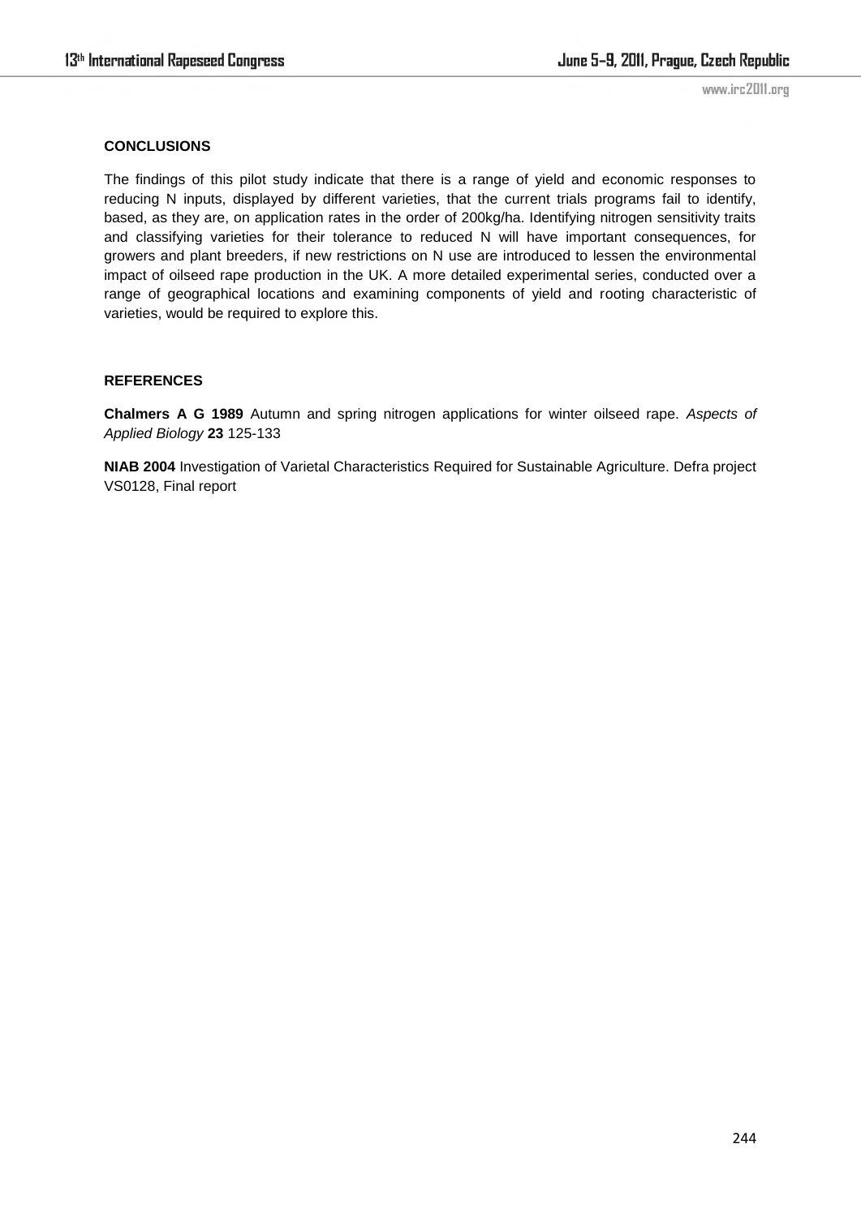## CONCLUSIONS

The findings of this pilot study indicate that there is a range of yield and economic responses to reducing N inputs, displayed by different varieties, that the current trials programs fail to identify, based, as they are, on application rates in the order of 200kg/ha. Identifying nitrogen sensitivity traits and classifying varieties for their tolerance to reduced N will have important consequences, for growers and plant breeders, if new restrictions on N use are introduced to lessen the environmental impact of oilseed rape production in the UK. A more detailed experimental series, conducted over a range of geographical locations and examining components of yield and rooting characteristic of varieties, would be required to explore this.

## REFERENCES

**Chalmers A G 1989** Autumn and spring nitrogen applications for winter oilseed rape. *Aspects of Applied Biology* **23** 125-133

**NIAB 2004** Investigation of Varietal Characteristics Required for Sustainable Agriculture. Defra project VS0128, Final report